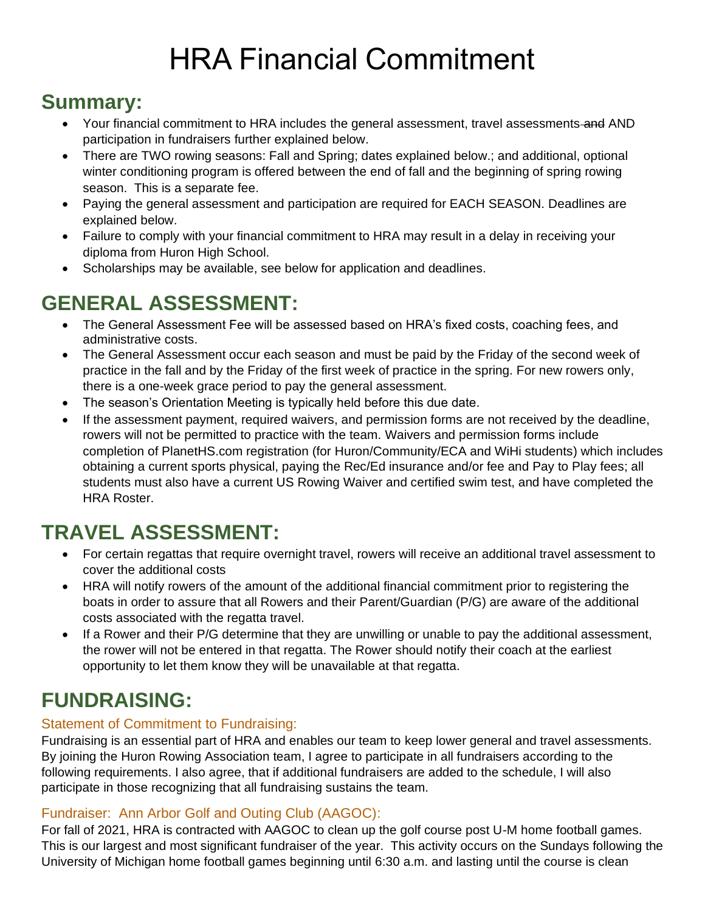# HRA Financial Commitment

## Summary:

- Your financial commitment to HRA includes the general assessment, travel assessments ~~and~~ AND participation in fundraisers further explained below.
- There are TWO rowing seasons: Fall and Spring; dates explained below.; and additional, optional winter conditioning program is offered between the end of fall and the beginning of spring rowing season. This is a separate fee.
- Paying the general assessment and participation are required for EACH SEASON. Deadlines are explained below.
- Failure to comply with your financial commitment to HRA may result in a delay in receiving your diploma from Huron High School.
- Scholarships may be available, see below for application and deadlines.

## GENERAL ASSESSMENT:

- The General Assessment Fee will be assessed based on HRA's fixed costs, coaching fees, and administrative costs.
- The General Assessment occur each season and must be paid by the Friday of the second week of practice in the fall and by the Friday of the first week of practice in the spring. For new rowers only, there is a one-week grace period to pay the general assessment.
- The season's Orientation Meeting is typically held before this due date.
- If the assessment payment, required waivers, and permission forms are not received by the deadline, rowers will not be permitted to practice with the team. Waivers and permission forms include completion of PlanetHS.com registration (for Huron/Community/ECA and WiHi students) which includes obtaining a current sports physical, paying the Rec/Ed insurance and/or fee and Pay to Play fees; all students must also have a current US Rowing Waiver and certified swim test, and have completed the HRA Roster.

## TRAVEL ASSESSMENT:

- For certain regattas that require overnight travel, rowers will receive an additional travel assessment to cover the additional costs
- HRA will notify rowers of the amount of the additional financial commitment prior to registering the boats in order to assure that all Rowers and their Parent/Guardian (P/G) are aware of the additional costs associated with the regatta travel.
- If a Rower and their P/G determine that they are unwilling or unable to pay the additional assessment, the rower will not be entered in that regatta. The Rower should notify their coach at the earliest opportunity to let them know they will be unavailable at that regatta.

## FUNDRAISING:

### Statement of Commitment to Fundraising:

Fundraising is an essential part of HRA and enables our team to keep lower general and travel assessments. By joining the Huron Rowing Association team, I agree to participate in all fundraisers according to the following requirements. I also agree, that if additional fundraisers are added to the schedule, I will also participate in those recognizing that all fundraising sustains the team.

### Fundraiser: Ann Arbor Golf and Outing Club (AAGOC):

For fall of 2021, HRA is contracted with AAGOC to clean up the golf course post U-M home football games. This is our largest and most significant fundraiser of the year. This activity occurs on the Sundays following the University of Michigan home football games beginning until 6:30 a.m. and lasting until the course is clean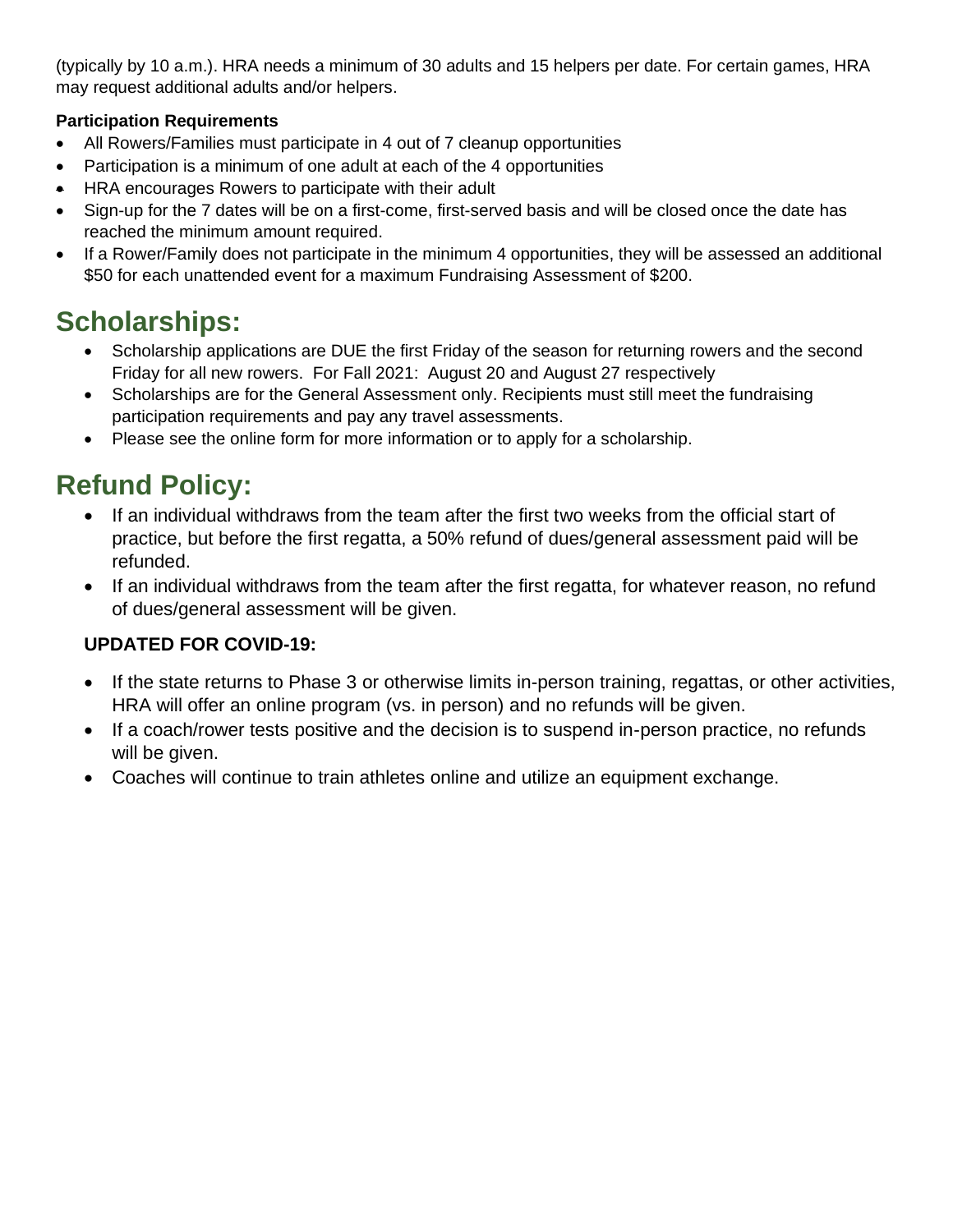(typically by 10 a.m.). HRA needs a minimum of 30 adults and 15 helpers per date. For certain games, HRA may request additional adults and/or helpers.

**Participation Requirements**

- All Rowers/Families must participate in 4 out of 7 cleanup opportunities
- Participation is a minimum of one adult at each of the 4 opportunities
- HRA encourages Rowers to participate with their adult
- Sign-up for the 7 dates will be on a first-come, first-served basis and will be closed once the date has reached the minimum amount required.
- If a Rower/Family does not participate in the minimum 4 opportunities, they will be assessed an additional $50 for each unattended event for a maximum Fundraising Assessment of $200.

## Scholarships:

- Scholarship applications are DUE the first Friday of the season for returning rowers and the second Friday for all new rowers. For Fall 2021: August 20 and August 27 respectively
- Scholarships are for the General Assessment only. Recipients must still meet the fundraising participation requirements and pay any travel assessments.
- Please see the online form for more information or to apply for a scholarship.

## Refund Policy:

- If an individual withdraws from the team after the first two weeks from the official start of practice, but before the first regatta, a 50% refund of dues/general assessment paid will be refunded.
- If an individual withdraws from the team after the first regatta, for whatever reason, no refund of dues/general assessment will be given.

**UPDATED FOR COVID-19:**

- If the state returns to Phase 3 or otherwise limits in-person training, regattas, or other activities, HRA will offer an online program (vs. in person) and no refunds will be given.
- If a coach/rower tests positive and the decision is to suspend in-person practice, no refunds will be given.
- Coaches will continue to train athletes online and utilize an equipment exchange.